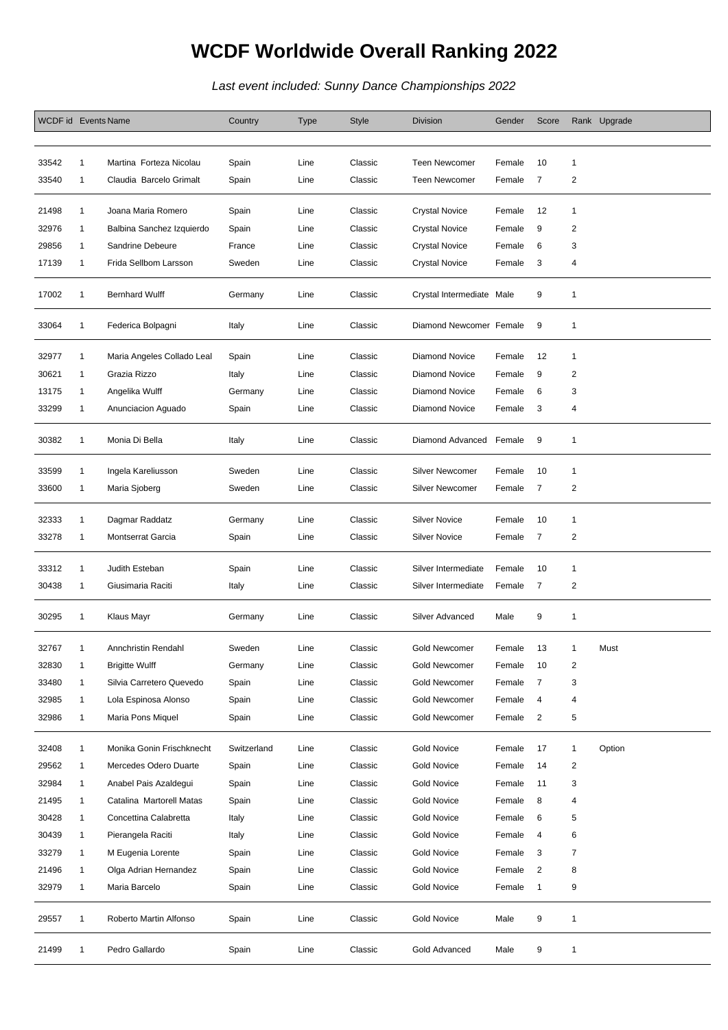# WCDF Worldwide Overall Ranking 2022

*Last event included: Sunny Dance Championships 2022*

| WCDF id | Events | Name | Country | Type | Style | Division | Gender | Score | Rank | Upgrade |
|---|---|---|---|---|---|---|---|---|---|---|
| 33542 | 1 | Martina Forteza Nicolau | Spain | Line | Classic | Teen Newcomer | Female | 10 | 1 | |
| 33540 | 1 | Claudia Barcelo Grimalt | Spain | Line | Classic | Teen Newcomer | Female | 7 | 2 | |
| 21498 | 1 | Joana Maria Romero | Spain | Line | Classic | Crystal Novice | Female | 12 | 1 | |
| 32976 | 1 | Balbina Sanchez Izquierdo | Spain | Line | Classic | Crystal Novice | Female | 9 | 2 | |
| 29856 | 1 | Sandrine Debeure | France | Line | Classic | Crystal Novice | Female | 6 | 3 | |
| 17139 | 1 | Frida Sellbom Larsson | Sweden | Line | Classic | Crystal Novice | Female | 3 | 4 | |
| 17002 | 1 | Bernhard Wulff | Germany | Line | Classic | Crystal Intermediate | Male | 9 | 1 | |
| 33064 | 1 | Federica Bolpagni | Italy | Line | Classic | Diamond Newcomer | Female | 9 | 1 | |
| 32977 | 1 | Maria Angeles Collado Leal | Spain | Line | Classic | Diamond Novice | Female | 12 | 1 | |
| 30621 | 1 | Grazia Rizzo | Italy | Line | Classic | Diamond Novice | Female | 9 | 2 | |
| 13175 | 1 | Angelika Wulff | Germany | Line | Classic | Diamond Novice | Female | 6 | 3 | |
| 33299 | 1 | Anunciacion Aguado | Spain | Line | Classic | Diamond Novice | Female | 3 | 4 | |
| 30382 | 1 | Monia Di Bella | Italy | Line | Classic | Diamond Advanced | Female | 9 | 1 | |
| 33599 | 1 | Ingela Kareliusson | Sweden | Line | Classic | Silver Newcomer | Female | 10 | 1 | |
| 33600 | 1 | Maria Sjoberg | Sweden | Line | Classic | Silver Newcomer | Female | 7 | 2 | |
| 32333 | 1 | Dagmar Raddatz | Germany | Line | Classic | Silver Novice | Female | 10 | 1 | |
| 33278 | 1 | Montserrat Garcia | Spain | Line | Classic | Silver Novice | Female | 7 | 2 | |
| 33312 | 1 | Judith Esteban | Spain | Line | Classic | Silver Intermediate | Female | 10 | 1 | |
| 30438 | 1 | Giusimaria Raciti | Italy | Line | Classic | Silver Intermediate | Female | 7 | 2 | |
| 30295 | 1 | Klaus Mayr | Germany | Line | Classic | Silver Advanced | Male | 9 | 1 | |
| 32767 | 1 | Annchristin Rendahl | Sweden | Line | Classic | Gold Newcomer | Female | 13 | 1 | Must |
| 32830 | 1 | Brigitte Wulff | Germany | Line | Classic | Gold Newcomer | Female | 10 | 2 | |
| 33480 | 1 | Silvia Carretero Quevedo | Spain | Line | Classic | Gold Newcomer | Female | 7 | 3 | |
| 32985 | 1 | Lola Espinosa Alonso | Spain | Line | Classic | Gold Newcomer | Female | 4 | 4 | |
| 32986 | 1 | Maria Pons Miquel | Spain | Line | Classic | Gold Newcomer | Female | 2 | 5 | |
| 32408 | 1 | Monika Gonin Frischknecht | Switzerland | Line | Classic | Gold Novice | Female | 17 | 1 | Option |
| 29562 | 1 | Mercedes Odero Duarte | Spain | Line | Classic | Gold Novice | Female | 14 | 2 | |
| 32984 | 1 | Anabel Pais Azaldegui | Spain | Line | Classic | Gold Novice | Female | 11 | 3 | |
| 21495 | 1 | Catalina Martorell Matas | Spain | Line | Classic | Gold Novice | Female | 8 | 4 | |
| 30428 | 1 | Concettina Calabretta | Italy | Line | Classic | Gold Novice | Female | 6 | 5 | |
| 30439 | 1 | Pierangela Raciti | Italy | Line | Classic | Gold Novice | Female | 4 | 6 | |
| 33279 | 1 | M Eugenia Lorente | Spain | Line | Classic | Gold Novice | Female | 3 | 7 | |
| 21496 | 1 | Olga Adrian Hernandez | Spain | Line | Classic | Gold Novice | Female | 2 | 8 | |
| 32979 | 1 | Maria Barcelo | Spain | Line | Classic | Gold Novice | Female | 1 | 9 | |
| 29557 | 1 | Roberto Martin Alfonso | Spain | Line | Classic | Gold Novice | Male | 9 | 1 | |
| 21499 | 1 | Pedro Gallardo | Spain | Line | Classic | Gold Advanced | Male | 9 | 1 | |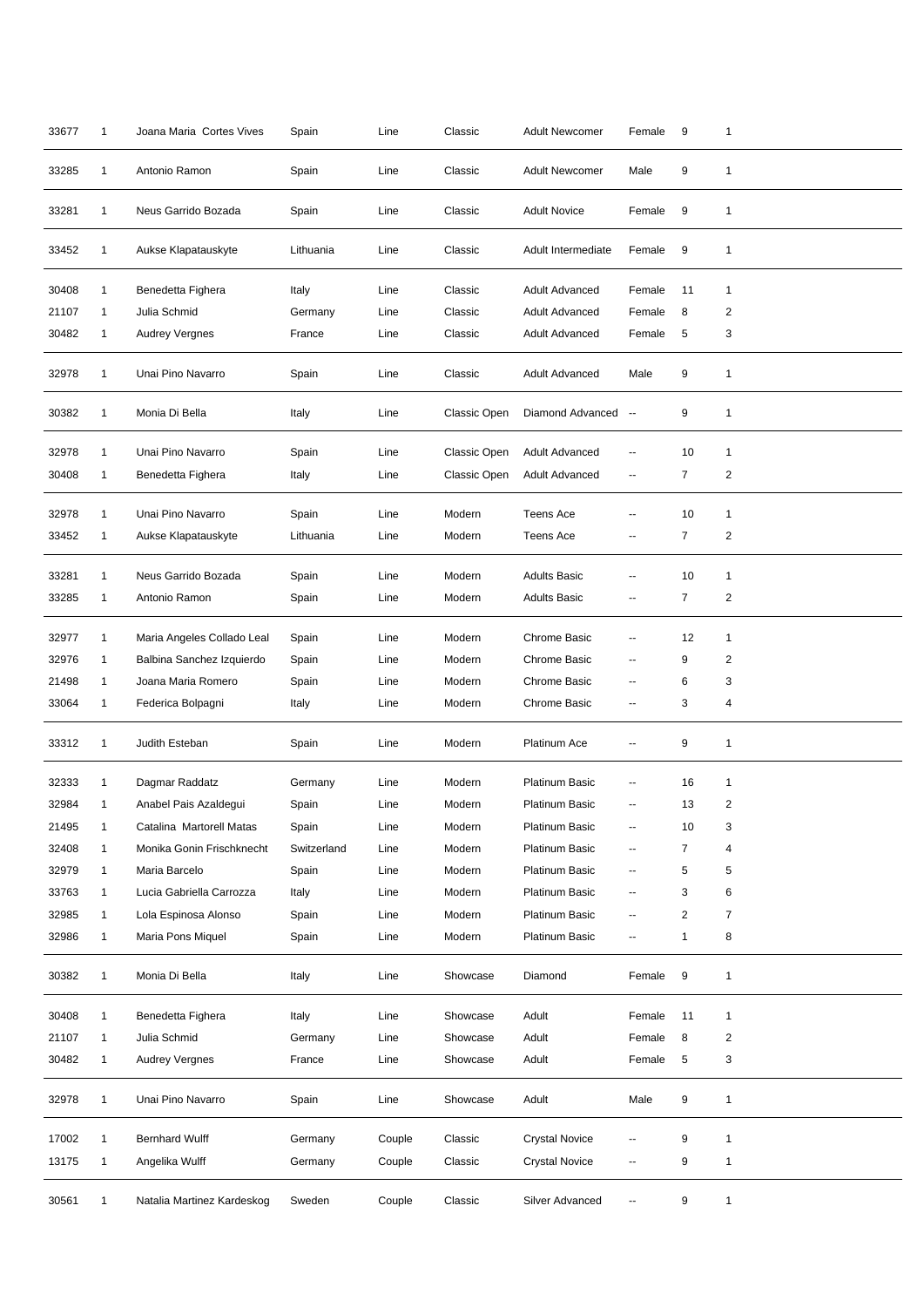| | | | | | | | | | |
|---|---|---|---|---|---|---|---|---|---|
| 33677 | 1 | Joana Maria Cortes Vives | Spain | Line | Classic | Adult Newcomer | Female | 9 | 1 |
| 33285 | 1 | Antonio Ramon | Spain | Line | Classic | Adult Newcomer | Male | 9 | 1 |
| 33281 | 1 | Neus Garrido Bozada | Spain | Line | Classic | Adult Novice | Female | 9 | 1 |
| 33452 | 1 | Aukse Klapatauskyte | Lithuania | Line | Classic | Adult Intermediate | Female | 9 | 1 |
| 30408 | 1 | Benedetta Fighera | Italy | Line | Classic | Adult Advanced | Female | 11 | 1 |
| 21107 | 1 | Julia Schmid | Germany | Line | Classic | Adult Advanced | Female | 8 | 2 |
| 30482 | 1 | Audrey Vergnes | France | Line | Classic | Adult Advanced | Female | 5 | 3 |
| 32978 | 1 | Unai Pino Navarro | Spain | Line | Classic | Adult Advanced | Male | 9 | 1 |
| 30382 | 1 | Monia Di Bella | Italy | Line | Classic Open | Diamond Advanced | -- | 9 | 1 |
| 32978 | 1 | Unai Pino Navarro | Spain | Line | Classic Open | Adult Advanced | -- | 10 | 1 |
| 30408 | 1 | Benedetta Fighera | Italy | Line | Classic Open | Adult Advanced | -- | 7 | 2 |
| 32978 | 1 | Unai Pino Navarro | Spain | Line | Modern | Teens Ace | -- | 10 | 1 |
| 33452 | 1 | Aukse Klapatauskyte | Lithuania | Line | Modern | Teens Ace | -- | 7 | 2 |
| 33281 | 1 | Neus Garrido Bozada | Spain | Line | Modern | Adults Basic | -- | 10 | 1 |
| 33285 | 1 | Antonio Ramon | Spain | Line | Modern | Adults Basic | -- | 7 | 2 |
| 32977 | 1 | Maria Angeles Collado Leal | Spain | Line | Modern | Chrome Basic | -- | 12 | 1 |
| 32976 | 1 | Balbina Sanchez Izquierdo | Spain | Line | Modern | Chrome Basic | -- | 9 | 2 |
| 21498 | 1 | Joana Maria Romero | Spain | Line | Modern | Chrome Basic | -- | 6 | 3 |
| 33064 | 1 | Federica Bolpagni | Italy | Line | Modern | Chrome Basic | -- | 3 | 4 |
| 33312 | 1 | Judith Esteban | Spain | Line | Modern | Platinum Ace | -- | 9 | 1 |
| 32333 | 1 | Dagmar Raddatz | Germany | Line | Modern | Platinum Basic | -- | 16 | 1 |
| 32984 | 1 | Anabel Pais Azaldegui | Spain | Line | Modern | Platinum Basic | -- | 13 | 2 |
| 21495 | 1 | Catalina Martorell Matas | Spain | Line | Modern | Platinum Basic | -- | 10 | 3 |
| 32408 | 1 | Monika Gonin Frischknecht | Switzerland | Line | Modern | Platinum Basic | -- | 7 | 4 |
| 32979 | 1 | Maria Barcelo | Spain | Line | Modern | Platinum Basic | -- | 5 | 5 |
| 33763 | 1 | Lucia Gabriella Carrozza | Italy | Line | Modern | Platinum Basic | -- | 3 | 6 |
| 32985 | 1 | Lola Espinosa Alonso | Spain | Line | Modern | Platinum Basic | -- | 2 | 7 |
| 32986 | 1 | Maria Pons Miquel | Spain | Line | Modern | Platinum Basic | -- | 1 | 8 |
| 30382 | 1 | Monia Di Bella | Italy | Line | Showcase | Diamond | Female | 9 | 1 |
| 30408 | 1 | Benedetta Fighera | Italy | Line | Showcase | Adult | Female | 11 | 1 |
| 21107 | 1 | Julia Schmid | Germany | Line | Showcase | Adult | Female | 8 | 2 |
| 30482 | 1 | Audrey Vergnes | France | Line | Showcase | Adult | Female | 5 | 3 |
| 32978 | 1 | Unai Pino Navarro | Spain | Line | Showcase | Adult | Male | 9 | 1 |
| 17002 | 1 | Bernhard Wulff | Germany | Couple | Classic | Crystal Novice | -- | 9 | 1 |
| 13175 | 1 | Angelika Wulff | Germany | Couple | Classic | Crystal Novice | -- | 9 | 1 |
| 30561 | 1 | Natalia Martinez Kardeskog | Sweden | Couple | Classic | Silver Advanced | -- | 9 | 1 |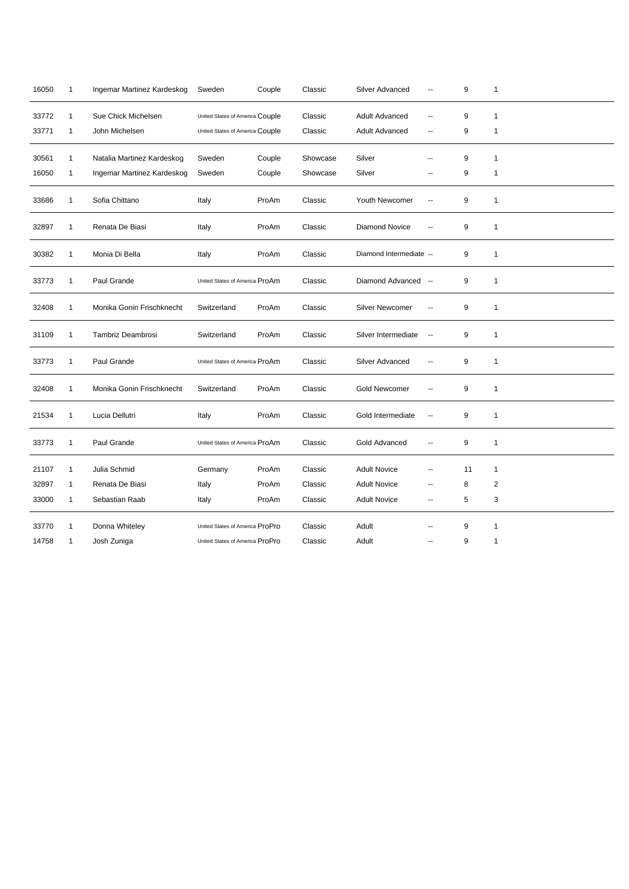| | | | | | | | | | |
|---|---|---|---|---|---|---|---|---|---|
| 16050 | 1 | Ingemar Martinez Kardeskog | Sweden | Couple | Classic | Silver Advanced | -- | 9 | 1 |
| 33772 | 1 | Sue Chick Michelsen | United States of America | Couple | Classic | Adult Advanced | -- | 9 | 1 |
| 33771 | 1 | John Michelsen | United States of America | Couple | Classic | Adult Advanced | -- | 9 | 1 |
| 30561 | 1 | Natalia Martinez Kardeskog | Sweden | Couple | Showcase | Silver | -- | 9 | 1 |
| 16050 | 1 | Ingemar Martinez Kardeskog | Sweden | Couple | Showcase | Silver | -- | 9 | 1 |
| 33686 | 1 | Sofia Chittano | Italy | ProAm | Classic | Youth Newcomer | -- | 9 | 1 |
| 32897 | 1 | Renata De Biasi | Italy | ProAm | Classic | Diamond Novice | -- | 9 | 1 |
| 30382 | 1 | Monia Di Bella | Italy | ProAm | Classic | Diamond Intermediate | -- | 9 | 1 |
| 33773 | 1 | Paul Grande | United States of America | ProAm | Classic | Diamond Advanced | -- | 9 | 1 |
| 32408 | 1 | Monika Gonin Frischknecht | Switzerland | ProAm | Classic | Silver Newcomer | -- | 9 | 1 |
| 31109 | 1 | Tambriz Deambrosi | Switzerland | ProAm | Classic | Silver Intermediate | -- | 9 | 1 |
| 33773 | 1 | Paul Grande | United States of America | ProAm | Classic | Silver Advanced | -- | 9 | 1 |
| 32408 | 1 | Monika Gonin Frischknecht | Switzerland | ProAm | Classic | Gold Newcomer | -- | 9 | 1 |
| 21534 | 1 | Lucia Dellutri | Italy | ProAm | Classic | Gold Intermediate | -- | 9 | 1 |
| 33773 | 1 | Paul Grande | United States of America | ProAm | Classic | Gold Advanced | -- | 9 | 1 |
| 21107 | 1 | Julia Schmid | Germany | ProAm | Classic | Adult Novice | -- | 11 | 1 |
| 32897 | 1 | Renata De Biasi | Italy | ProAm | Classic | Adult Novice | -- | 8 | 2 |
| 33000 | 1 | Sebastian Raab | Italy | ProAm | Classic | Adult Novice | -- | 5 | 3 |
| 33770 | 1 | Donna Whiteley | United States of America | ProPro | Classic | Adult | -- | 9 | 1 |
| 14758 | 1 | Josh Zuniga | United States of America | ProPro | Classic | Adult | -- | 9 | 1 |